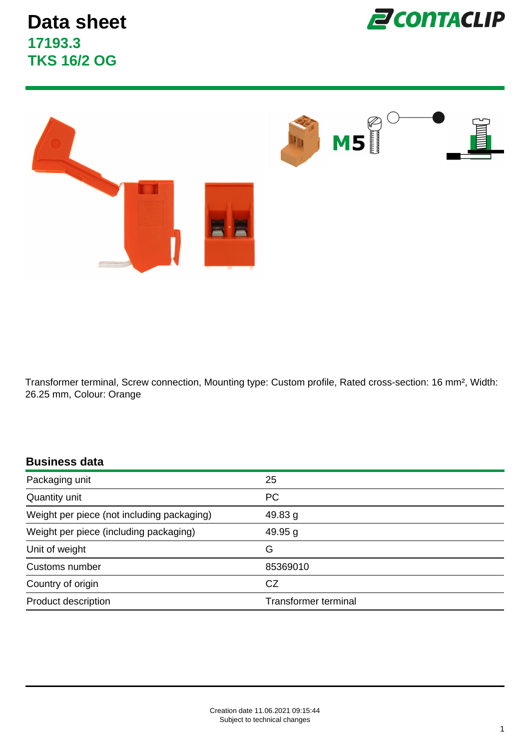# Data sheet

## 17193.3
## TKS 16/2 OG

M5

Transformer terminal, Screw connection, Mounting type: Custom profile, Rated cross-section: 16 mm², Width: 26.25 mm, Colour: Orange

### Business data

| | |
|---|---|
| Packaging unit | 25 |
| Quantity unit | PC |
| Weight per piece (not including packaging) | 49.83 g |
| Weight per piece (including packaging) | 49.95 g |
| Unit of weight | G |
| Customs number | 85369010 |
| Country of origin | CZ |
| Product description | Transformer terminal |

Creation date 11.06.2021 09:15:44
Subject to technical changes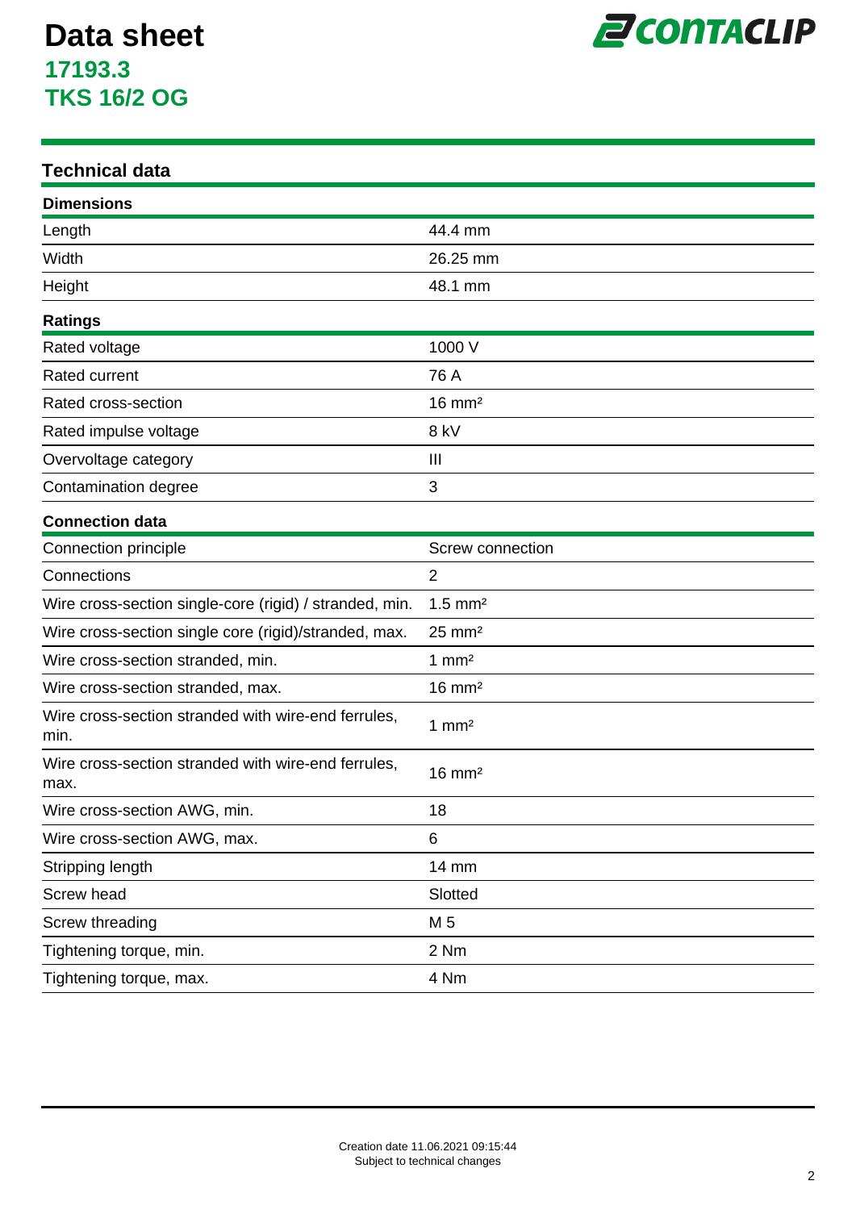# Data sheet

## 17193.3
## TKS 16/2 OG

## Technical data

### Dimensions

| | |
|---|---|
| Length | 44.4 mm |
| Width | 26.25 mm |
| Height | 48.1 mm |

### Ratings

| | |
|---|---|
| Rated voltage | 1000 V |
| Rated current | 76 A |
| Rated cross-section | 16 mm² |
| Rated impulse voltage | 8 kV |
| Overvoltage category | III |
| Contamination degree | 3 |

### Connection data

| | |
|---|---|
| Connection principle | Screw connection |
| Connections | 2 |
| Wire cross-section single-core (rigid) / stranded, min. | 1.5 mm² |
| Wire cross-section single core (rigid)/stranded, max. | 25 mm² |
| Wire cross-section stranded, min. | 1 mm² |
| Wire cross-section stranded, max. | 16 mm² |
| Wire cross-section stranded with wire-end ferrules, min. | 1 mm² |
| Wire cross-section stranded with wire-end ferrules, max. | 16 mm² |
| Wire cross-section AWG, min. | 18 |
| Wire cross-section AWG, max. | 6 |
| Stripping length | 14 mm |
| Screw head | Slotted |
| Screw threading | M 5 |
| Tightening torque, min. | 2 Nm |
| Tightening torque, max. | 4 Nm |

Creation date 11.06.2021 09:15:44
Subject to technical changes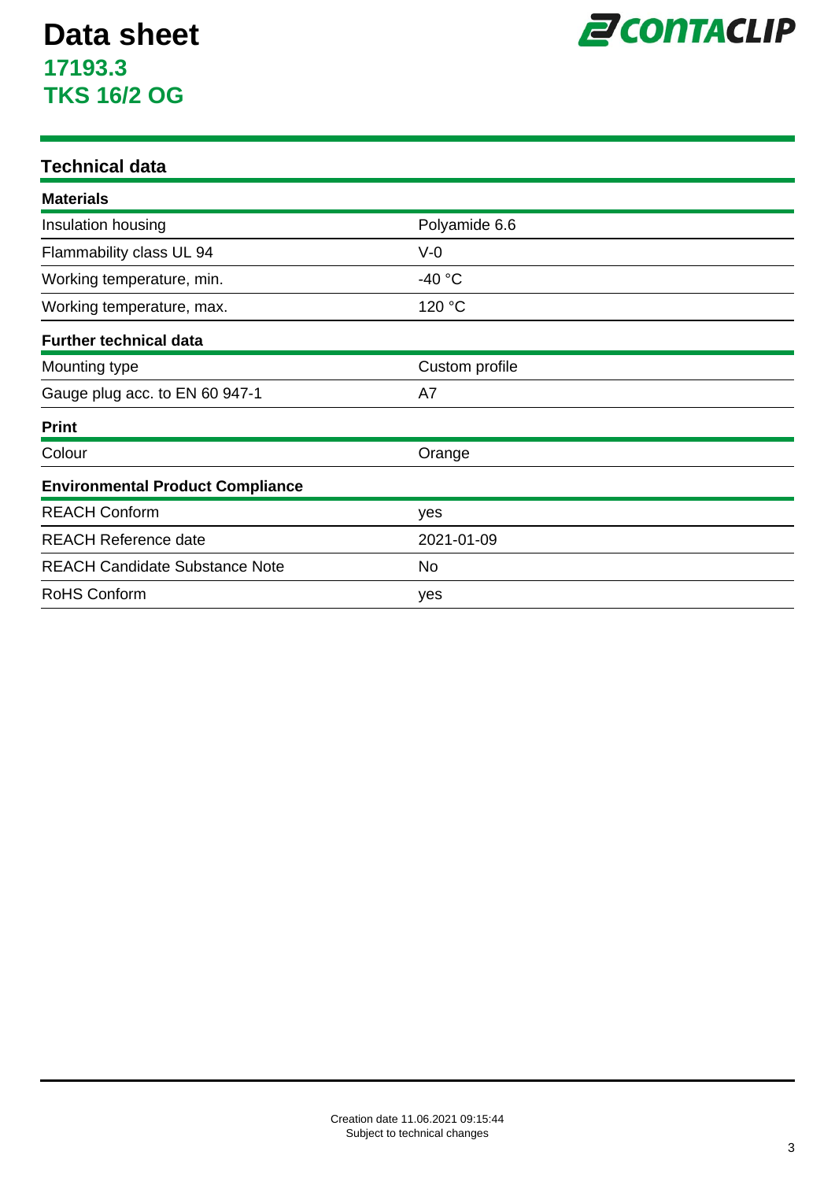# Data sheet

## 17193.3
## TKS 16/2 OG

## Technical data

### Materials

| | |
|---|---|
| Insulation housing | Polyamide 6.6 |
| Flammability class UL 94 | V-0 |
| Working temperature, min. | -40 °C |
| Working temperature, max. | 120 °C |

### Further technical data

| | |
|---|---|
| Mounting type | Custom profile |
| Gauge plug acc. to EN 60 947-1 | A7 |

### Print

| | |
|---|---|
| Colour | Orange |

### Environmental Product Compliance

| | |
|---|---|
| REACH Conform | yes |
| REACH Reference date | 2021-01-09 |
| REACH Candidate Substance Note | No |
| RoHS Conform | yes |

Creation date 11.06.2021 09:15:44
Subject to technical changes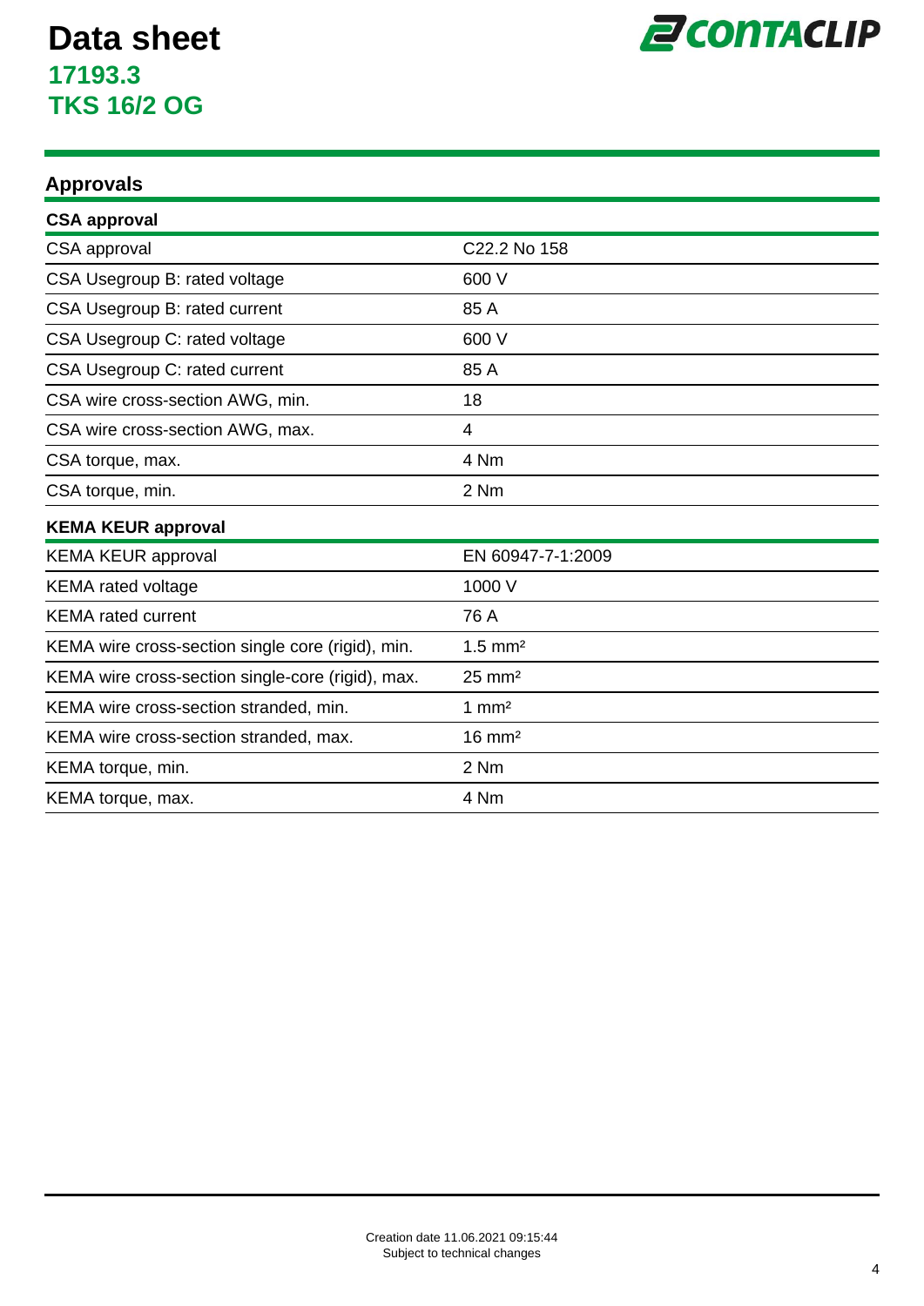# Data sheet
## 17193.3
## TKS 16/2 OG

## Approvals

### CSA approval

| | |
|---|---|
| CSA approval | C22.2 No 158 |
| CSA Usegroup B: rated voltage | 600 V |
| CSA Usegroup B: rated current | 85 A |
| CSA Usegroup C: rated voltage | 600 V |
| CSA Usegroup C: rated current | 85 A |
| CSA wire cross-section AWG, min. | 18 |
| CSA wire cross-section AWG, max. | 4 |
| CSA torque, max. | 4 Nm |
| CSA torque, min. | 2 Nm |

### KEMA KEUR approval

| | |
|---|---|
| KEMA KEUR approval | EN 60947-7-1:2009 |
| KEMA rated voltage | 1000 V |
| KEMA rated current | 76 A |
| KEMA wire cross-section single core (rigid), min. | 1.5 mm² |
| KEMA wire cross-section single-core (rigid), max. | 25 mm² |
| KEMA wire cross-section stranded, min. | 1 mm² |
| KEMA wire cross-section stranded, max. | 16 mm² |
| KEMA torque, min. | 2 Nm |
| KEMA torque, max. | 4 Nm |

Creation date 11.06.2021 09:15:44
Subject to technical changes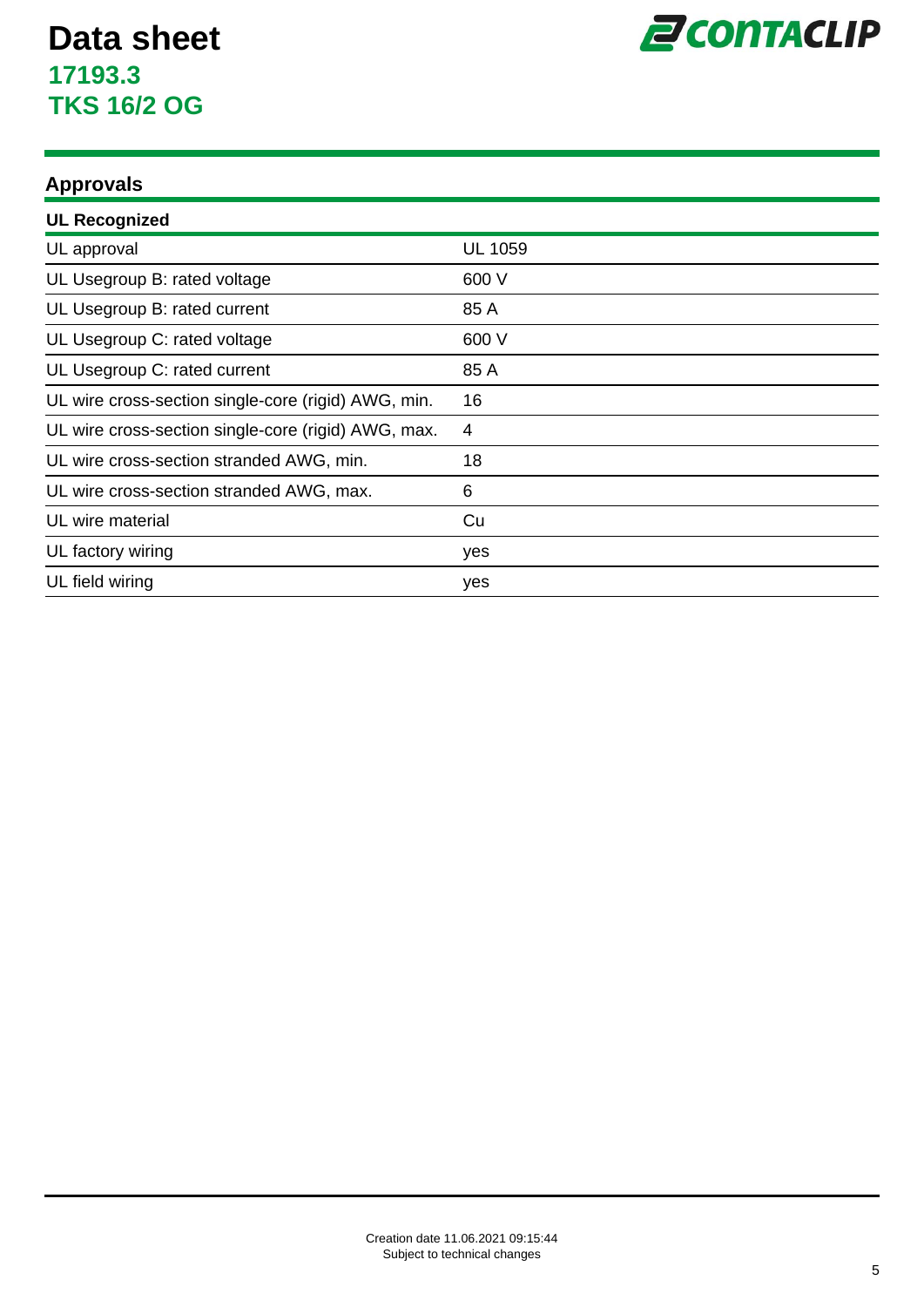# Data sheet
## 17193.3
## TKS 16/2 OG

## Approvals

| UL Recognized | |
|---|---|
| UL approval | UL 1059 |
| UL Usegroup B: rated voltage | 600 V |
| UL Usegroup B: rated current | 85 A |
| UL Usegroup C: rated voltage | 600 V |
| UL Usegroup C: rated current | 85 A |
| UL wire cross-section single-core (rigid) AWG, min. | 16 |
| UL wire cross-section single-core (rigid) AWG, max. | 4 |
| UL wire cross-section stranded AWG, min. | 18 |
| UL wire cross-section stranded AWG, max. | 6 |
| UL wire material | Cu |
| UL factory wiring | yes |
| UL field wiring | yes |

Creation date 11.06.2021 09:15:44
Subject to technical changes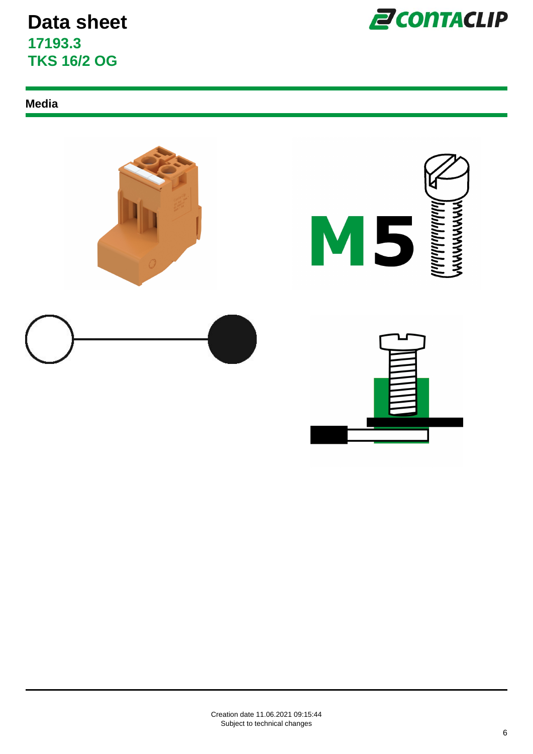# Data sheet

## 17193.3
## TKS 16/2 OG

### Media

Creation date 11.06.2021 09:15:44
Subject to technical changes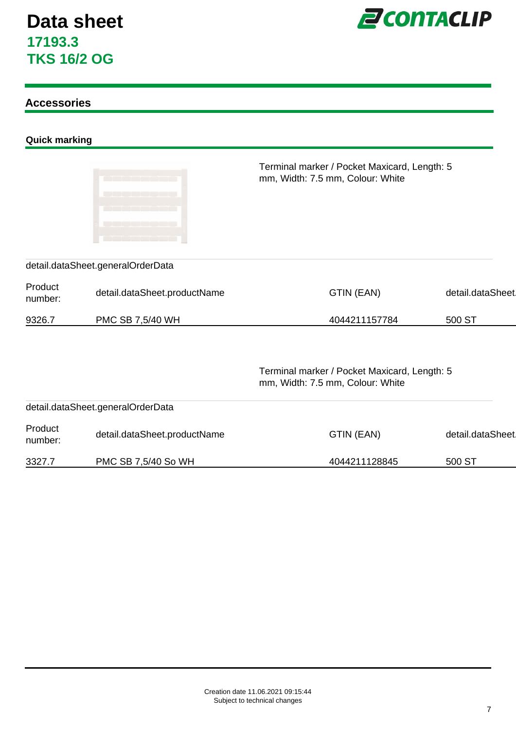# Data sheet
## 17193.3
## TKS 16/2 OG

## Accessories

### Quick marking

Terminal marker / Pocket Maxicard, Length: 5 mm, Width: 7.5 mm, Colour: White

detail.dataSheet.generalOrderData

| Product number: | detail.dataSheet.productName | GTIN (EAN) | detail.dataSheet. |
|---|---|---|---|
| 9326.7 | PMC SB 7,5/40 WH | 4044211157784 | 500 ST |

Terminal marker / Pocket Maxicard, Length: 5 mm, Width: 7.5 mm, Colour: White

detail.dataSheet.generalOrderData

| Product number: | detail.dataSheet.productName | GTIN (EAN) | detail.dataSheet. |
|---|---|---|---|
| 3327.7 | PMC SB 7,5/40 So WH | 4044211128845 | 500 ST |

Creation date 11.06.2021 09:15:44
Subject to technical changes